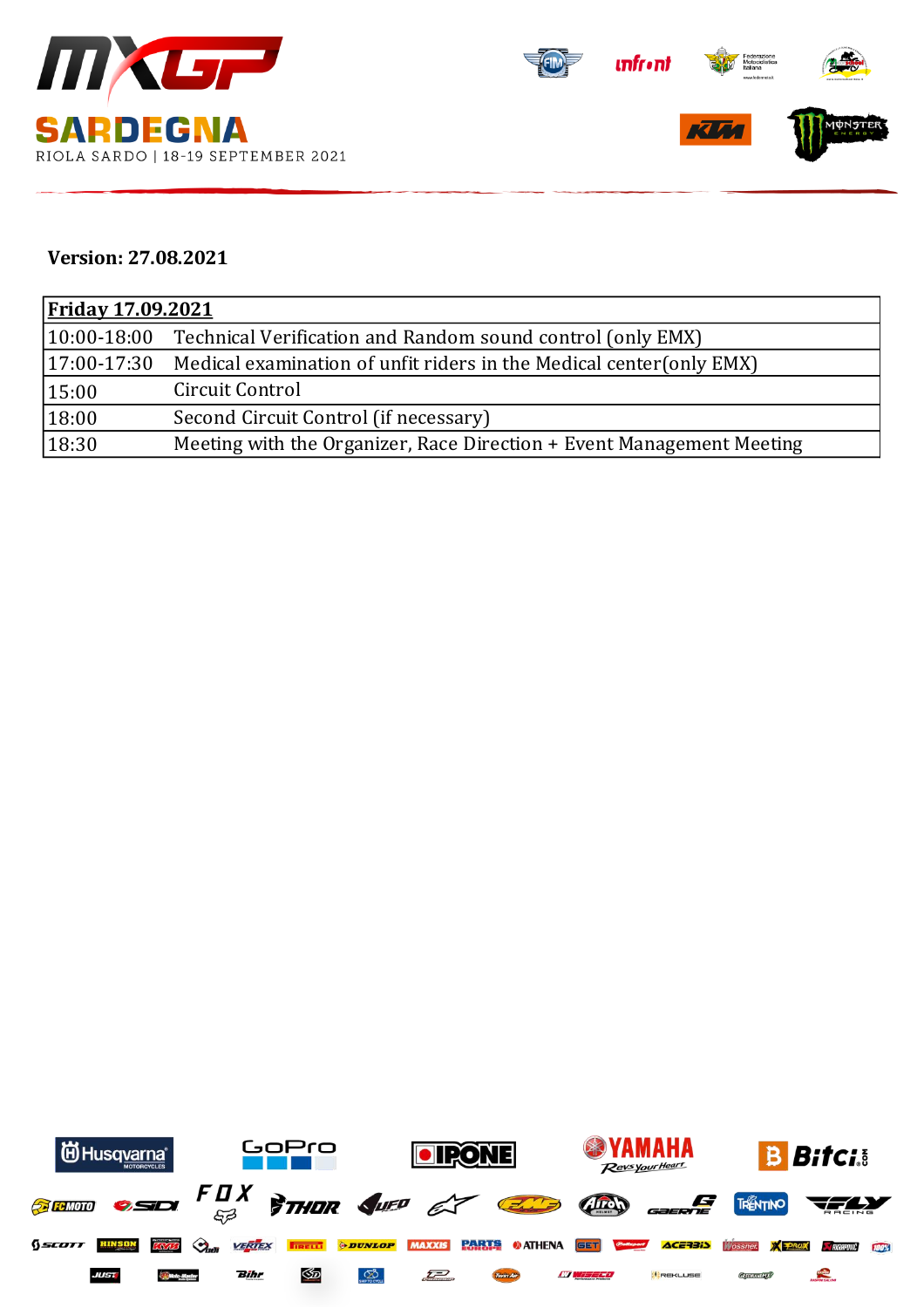MXGP SARDEGNA

RIOLA SARDO | 18-19 SEPTEMBER 2021

**Version: 27.08.2021**

| **Friday 17.09.2021** | |
|---|---|
| 10:00-18:00 | Technical Verification and Random sound control (only EMX) |
| 17:00-17:30 | Medical examination of unfit riders in the Medical center(only EMX) |
| 15:00 | Circuit Control |
| 18:00 | Second Circuit Control (if necessary) |
| 18:30 | Meeting with the Organizer, Race Direction + Event Management Meeting |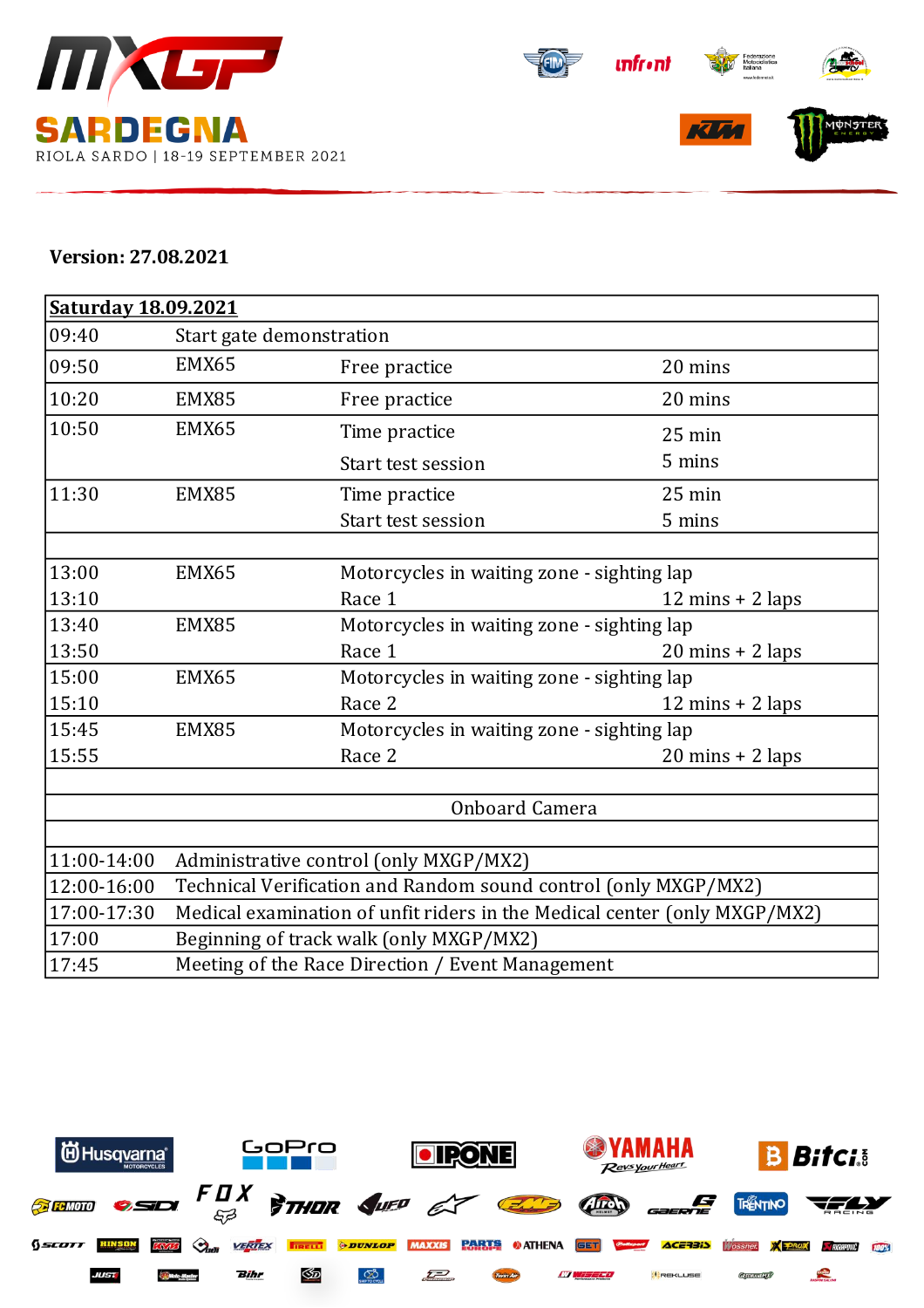MXGP SARDEGNA

RIOLA SARDO | 18-19 SEPTEMBER 2021

**Version: 27.08.2021**

| **Saturday 18.09.2021** | | | |
|---|---|---|---|
| 09:40 | Start gate demonstration | | |
| 09:50 | EMX65 | Free practice | 20 mins |
| 10:20 | EMX85 | Free practice | 20 mins |
| 10:50 | EMX65 | Time practice<br>Start test session | 25 min<br>5 mins |
| 11:30 | EMX85 | Time practice<br>Start test session | 25 min<br>5 mins |
| | | | |
| 13:00<br>13:10 | EMX65 | Motorcycles in waiting zone - sighting lap<br>Race 1 | <br>12 mins + 2 laps |
| 13:40<br>13:50 | EMX85 | Motorcycles in waiting zone - sighting lap<br>Race 1 | <br>20 mins + 2 laps |
| 15:00<br>15:10 | EMX65 | Motorcycles in waiting zone - sighting lap<br>Race 2 | <br>12 mins + 2 laps |
| 15:45<br>15:55 | EMX85 | Motorcycles in waiting zone - sighting lap<br>Race 2 | <br>20 mins + 2 laps |
| | | | |
| | | Onboard Camera | |
| | | | |
| 11:00-14:00 | Administrative control (only MXGP/MX2) | | |
| 12:00-16:00 | Technical Verification and Random sound control (only MXGP/MX2) | | |
| 17:00-17:30 | Medical examination of unfit riders in the Medical center (only MXGP/MX2) | | |
| 17:00 | Beginning of track walk (only MXGP/MX2) | | |
| 17:45 | Meeting of the Race Direction / Event Management | | |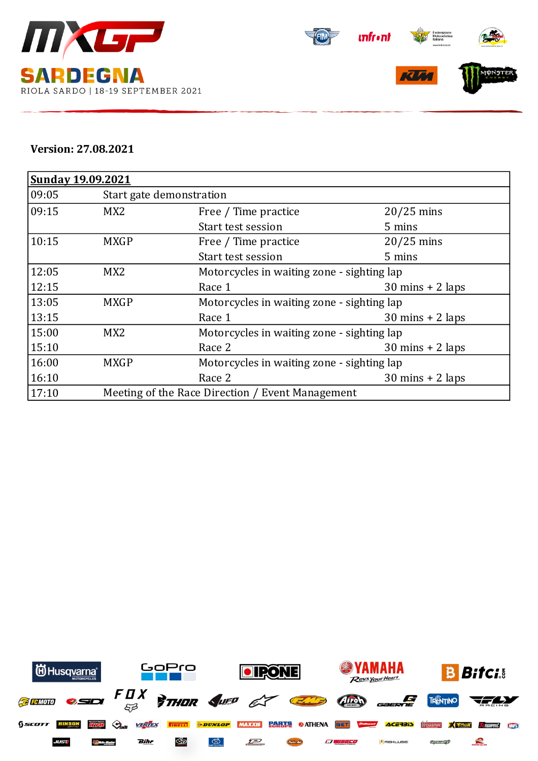MXGP SARDEGNA

RIOLA SARDO | 18-19 SEPTEMBER 2021

**Version: 27.08.2021**

| Sunday 19.09.2021 | | | |
|---|---|---|---|
| 09:05 | Start gate demonstration | | |
| 09:15 | MX2 | Free / Time practice | 20/25 mins |
| | | Start test session | 5 mins |
| 10:15 | MXGP | Free / Time practice | 20/25 mins |
| | | Start test session | 5 mins |
| 12:05 | MX2 | Motorcycles in waiting zone - sighting lap | |
| 12:15 | | Race 1 | 30 mins + 2 laps |
| 13:05 | MXGP | Motorcycles in waiting zone - sighting lap | |
| 13:15 | | Race 1 | 30 mins + 2 laps |
| 15:00 | MX2 | Motorcycles in waiting zone - sighting lap | |
| 15:10 | | Race 2 | 30 mins + 2 laps |
| 16:00 | MXGP | Motorcycles in waiting zone - sighting lap | |
| 16:10 | | Race 2 | 30 mins + 2 laps |
| 17:10 | Meeting of the Race Direction / Event Management | | |